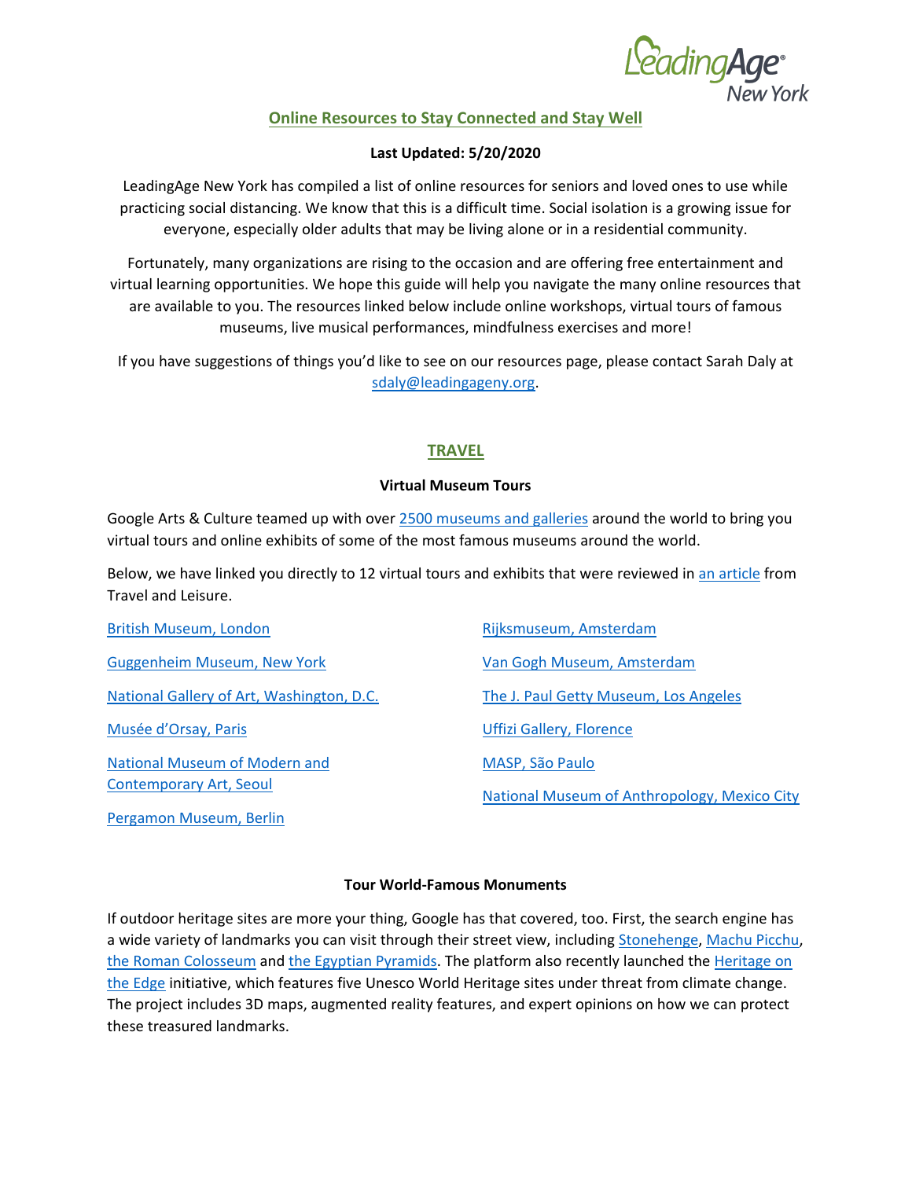## Online Resources to Stay Connected and Stay Well

**Last Updated: 5/20/2020**

LeadingAge New York has compiled a list of online resources for seniors and loved ones to use while practicing social distancing. We know that this is a difficult time. Social isolation is a growing issue for everyone, especially older adults that may be living alone or in a residential community.

Fortunately, many organizations are rising to the occasion and are offering free entertainment and virtual learning opportunities. We hope this guide will help you navigate the many online resources that are available to you. The resources linked below include online workshops, virtual tours of famous museums, live musical performances, mindfulness exercises and more!

If you have suggestions of things you'd like to see on our resources page, please contact Sarah Daly at sdaly@leadingageny.org.

## TRAVEL

### Virtual Museum Tours

Google Arts & Culture teamed up with over 2500 museums and galleries around the world to bring you virtual tours and online exhibits of some of the most famous museums around the world.

Below, we have linked you directly to 12 virtual tours and exhibits that were reviewed in an article from Travel and Leisure.

- British Museum, London
- Guggenheim Museum, New York
- National Gallery of Art, Washington, D.C.
- Musée d'Orsay, Paris
- National Museum of Modern and Contemporary Art, Seoul
- Pergamon Museum, Berlin
- Rijksmuseum, Amsterdam
- Van Gogh Museum, Amsterdam
- The J. Paul Getty Museum, Los Angeles
- Uffizi Gallery, Florence
- MASP, São Paulo
- National Museum of Anthropology, Mexico City

### Tour World-Famous Monuments

If outdoor heritage sites are more your thing, Google has that covered, too. First, the search engine has a wide variety of landmarks you can visit through their street view, including Stonehenge, Machu Picchu, the Roman Colosseum and the Egyptian Pyramids. The platform also recently launched the Heritage on the Edge initiative, which features five Unesco World Heritage sites under threat from climate change. The project includes 3D maps, augmented reality features, and expert opinions on how we can protect these treasured landmarks.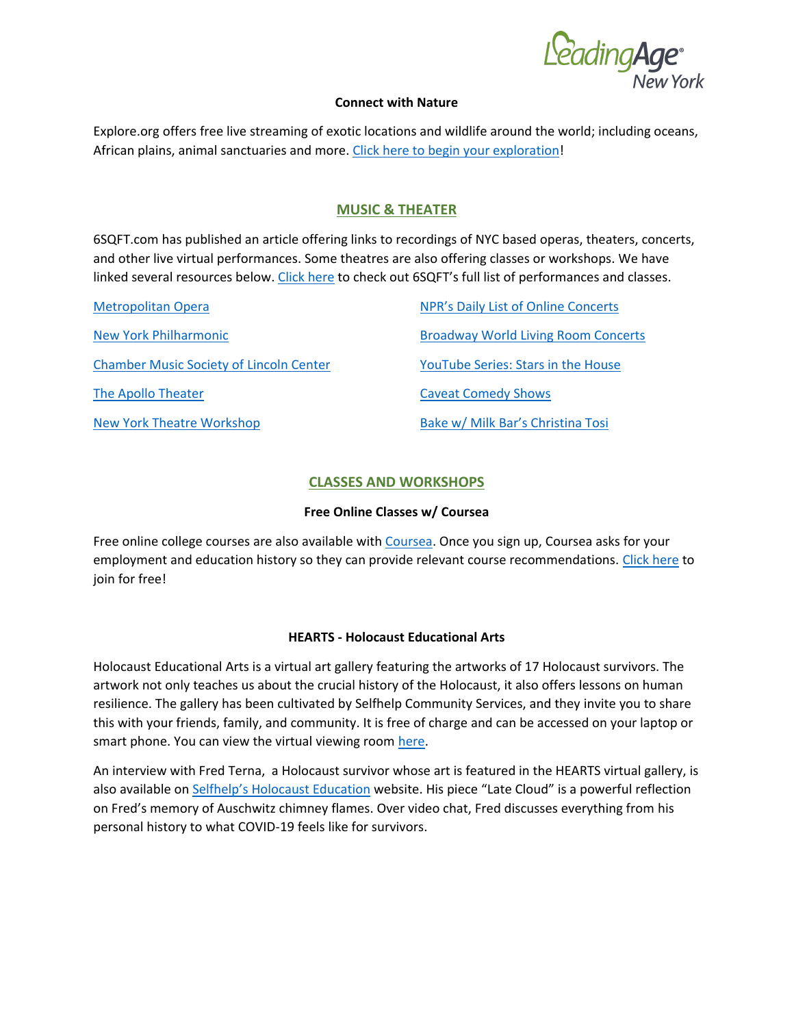**Connect with Nature**

Explore.org offers free live streaming of exotic locations and wildlife around the world; including oceans, African plains, animal sanctuaries and more. Click here to begin your exploration!

## MUSIC & THEATER

6SQFT.com has published an article offering links to recordings of NYC based operas, theaters, concerts, and other live virtual performances. Some theatres are also offering classes or workshops. We have linked several resources below. Click here to check out 6SQFT's full list of performances and classes.

- Metropolitan Opera
- New York Philharmonic
- Chamber Music Society of Lincoln Center
- The Apollo Theater
- New York Theatre Workshop
- NPR's Daily List of Online Concerts
- Broadway World Living Room Concerts
- YouTube Series: Stars in the House
- Caveat Comedy Shows
- Bake w/ Milk Bar's Christina Tosi

## CLASSES AND WORKSHOPS

**Free Online Classes w/ Coursea**

Free online college courses are also available with Coursea. Once you sign up, Coursea asks for your employment and education history so they can provide relevant course recommendations. Click here to join for free!

**HEARTS - Holocaust Educational Arts**

Holocaust Educational Arts is a virtual art gallery featuring the artworks of 17 Holocaust survivors. The artwork not only teaches us about the crucial history of the Holocaust, it also offers lessons on human resilience. The gallery has been cultivated by Selfhelp Community Services, and they invite you to share this with your friends, family, and community. It is free of charge and can be accessed on your laptop or smart phone. You can view the virtual viewing room here.

An interview with Fred Terna, a Holocaust survivor whose art is featured in the HEARTS virtual gallery, is also available on Selfhelp's Holocaust Education website. His piece "Late Cloud" is a powerful reflection on Fred's memory of Auschwitz chimney flames. Over video chat, Fred discusses everything from his personal history to what COVID-19 feels like for survivors.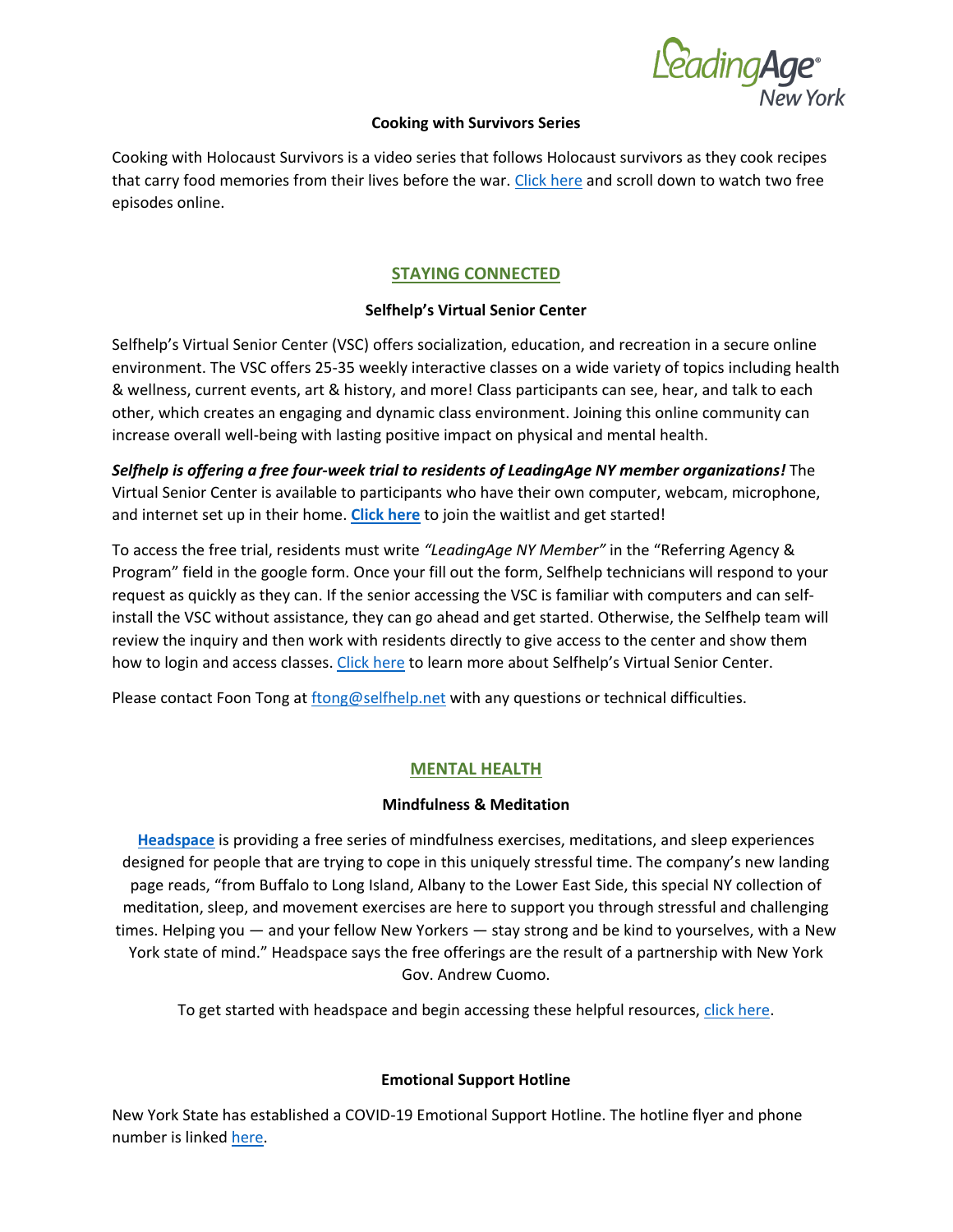**Cooking with Survivors Series**

Cooking with Holocaust Survivors is a video series that follows Holocaust survivors as they cook recipes that carry food memories from their lives before the war. Click here and scroll down to watch two free episodes online.

## STAYING CONNECTED

**Selfhelp's Virtual Senior Center**

Selfhelp's Virtual Senior Center (VSC) offers socialization, education, and recreation in a secure online environment. The VSC offers 25-35 weekly interactive classes on a wide variety of topics including health & wellness, current events, art & history, and more! Class participants can see, hear, and talk to each other, which creates an engaging and dynamic class environment. Joining this online community can increase overall well-being with lasting positive impact on physical and mental health.

***Selfhelp is offering a free four-week trial to residents of LeadingAge NY member organizations!*** The Virtual Senior Center is available to participants who have their own computer, webcam, microphone, and internet set up in their home. **Click here** to join the waitlist and get started!

To access the free trial, residents must write *"LeadingAge NY Member"* in the "Referring Agency & Program" field in the google form. Once your fill out the form, Selfhelp technicians will respond to your request as quickly as they can. If the senior accessing the VSC is familiar with computers and can self-install the VSC without assistance, they can go ahead and get started. Otherwise, the Selfhelp team will review the inquiry and then work with residents directly to give access to the center and show them how to login and access classes. Click here to learn more about Selfhelp's Virtual Senior Center.

Please contact Foon Tong at ftong@selfhelp.net with any questions or technical difficulties.

## MENTAL HEALTH

**Mindfulness & Meditation**

**Headspace** is providing a free series of mindfulness exercises, meditations, and sleep experiences designed for people that are trying to cope in this uniquely stressful time. The company's new landing page reads, "from Buffalo to Long Island, Albany to the Lower East Side, this special NY collection of meditation, sleep, and movement exercises are here to support you through stressful and challenging times. Helping you — and your fellow New Yorkers — stay strong and be kind to yourselves, with a New York state of mind." Headspace says the free offerings are the result of a partnership with New York Gov. Andrew Cuomo.

To get started with headspace and begin accessing these helpful resources, click here.

**Emotional Support Hotline**

New York State has established a COVID-19 Emotional Support Hotline. The hotline flyer and phone number is linked here.